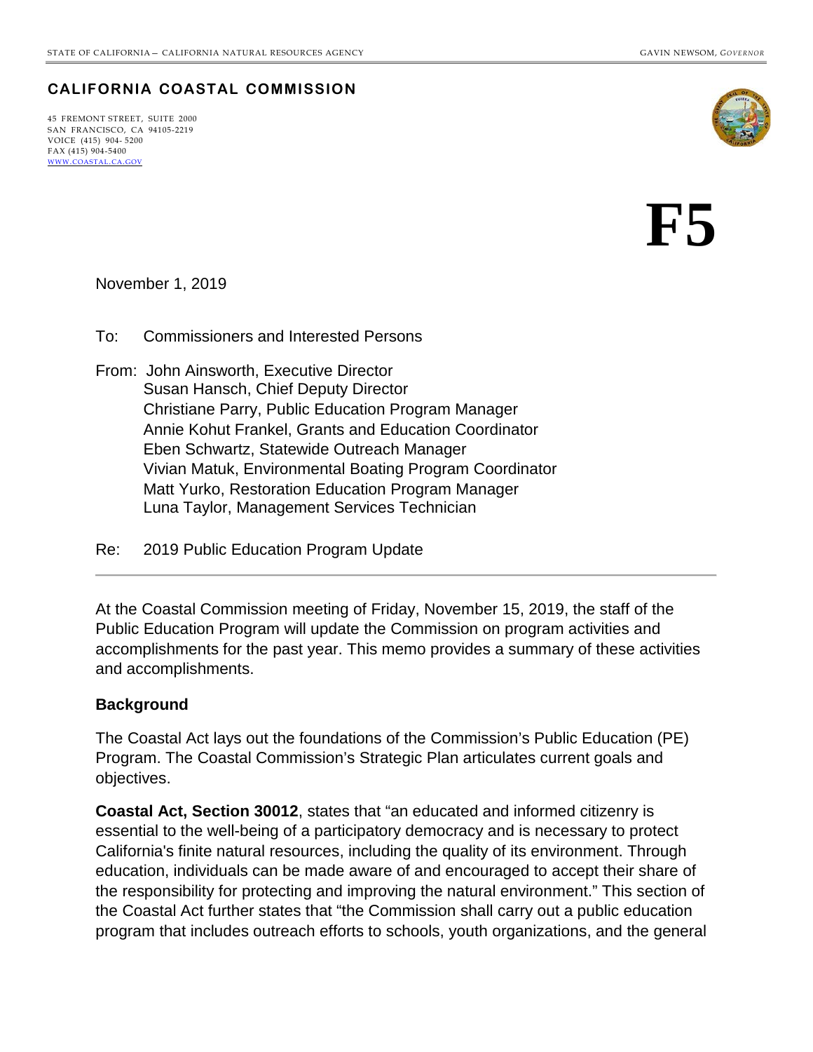STATE OF CALIFORNIA — CALIFORNIA NATURAL RESOURCES AGENCY GAVIN NEWSOM, *GOVERNOR*

**CALIFORNIA COASTAL COMMISSION**

45 FREMONT STREET, SUITE 2000
SAN FRANCISCO, CA 94105-2219
VOICE (415) 904- 5200
FAX (415) 904-5400
WWW.COASTAL.CA.GOV

# F5

November 1, 2019

To: Commissioners and Interested Persons

From: John Ainsworth, Executive Director
Susan Hansch, Chief Deputy Director
Christiane Parry, Public Education Program Manager
Annie Kohut Frankel, Grants and Education Coordinator
Eben Schwartz, Statewide Outreach Manager
Vivian Matuk, Environmental Boating Program Coordinator
Matt Yurko, Restoration Education Program Manager
Luna Taylor, Management Services Technician

Re: 2019 Public Education Program Update

---

At the Coastal Commission meeting of Friday, November 15, 2019, the staff of the Public Education Program will update the Commission on program activities and accomplishments for the past year. This memo provides a summary of these activities and accomplishments.

## Background

The Coastal Act lays out the foundations of the Commission's Public Education (PE) Program. The Coastal Commission's Strategic Plan articulates current goals and objectives.

**Coastal Act, Section 30012**, states that "an educated and informed citizenry is essential to the well-being of a participatory democracy and is necessary to protect California's finite natural resources, including the quality of its environment. Through education, individuals can be made aware of and encouraged to accept their share of the responsibility for protecting and improving the natural environment." This section of the Coastal Act further states that "the Commission shall carry out a public education program that includes outreach efforts to schools, youth organizations, and the general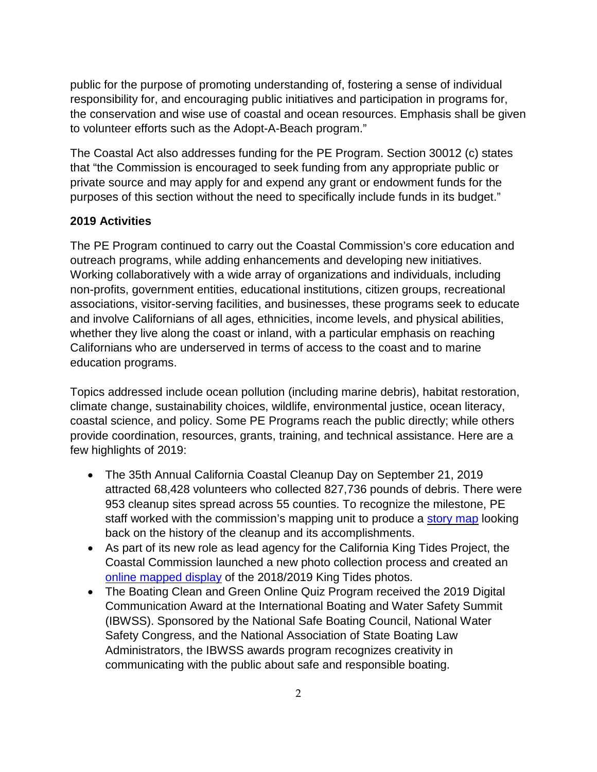public for the purpose of promoting understanding of, fostering a sense of individual responsibility for, and encouraging public initiatives and participation in programs for, the conservation and wise use of coastal and ocean resources. Emphasis shall be given to volunteer efforts such as the Adopt-A-Beach program."

The Coastal Act also addresses funding for the PE Program. Section 30012 (c) states that "the Commission is encouraged to seek funding from any appropriate public or private source and may apply for and expend any grant or endowment funds for the purposes of this section without the need to specifically include funds in its budget."

**2019 Activities**

The PE Program continued to carry out the Coastal Commission's core education and outreach programs, while adding enhancements and developing new initiatives. Working collaboratively with a wide array of organizations and individuals, including non-profits, government entities, educational institutions, citizen groups, recreational associations, visitor-serving facilities, and businesses, these programs seek to educate and involve Californians of all ages, ethnicities, income levels, and physical abilities, whether they live along the coast or inland, with a particular emphasis on reaching Californians who are underserved in terms of access to the coast and to marine education programs.

Topics addressed include ocean pollution (including marine debris), habitat restoration, climate change, sustainability choices, wildlife, environmental justice, ocean literacy, coastal science, and policy. Some PE Programs reach the public directly; while others provide coordination, resources, grants, training, and technical assistance. Here are a few highlights of 2019:

- The 35th Annual California Coastal Cleanup Day on September 21, 2019 attracted 68,428 volunteers who collected 827,736 pounds of debris. There were 953 cleanup sites spread across 55 counties. To recognize the milestone, PE staff worked with the commission's mapping unit to produce a story map looking back on the history of the cleanup and its accomplishments.
- As part of its new role as lead agency for the California King Tides Project, the Coastal Commission launched a new photo collection process and created an online mapped display of the 2018/2019 King Tides photos.
- The Boating Clean and Green Online Quiz Program received the 2019 Digital Communication Award at the International Boating and Water Safety Summit (IBWSS). Sponsored by the National Safe Boating Council, National Water Safety Congress, and the National Association of State Boating Law Administrators, the IBWSS awards program recognizes creativity in communicating with the public about safe and responsible boating.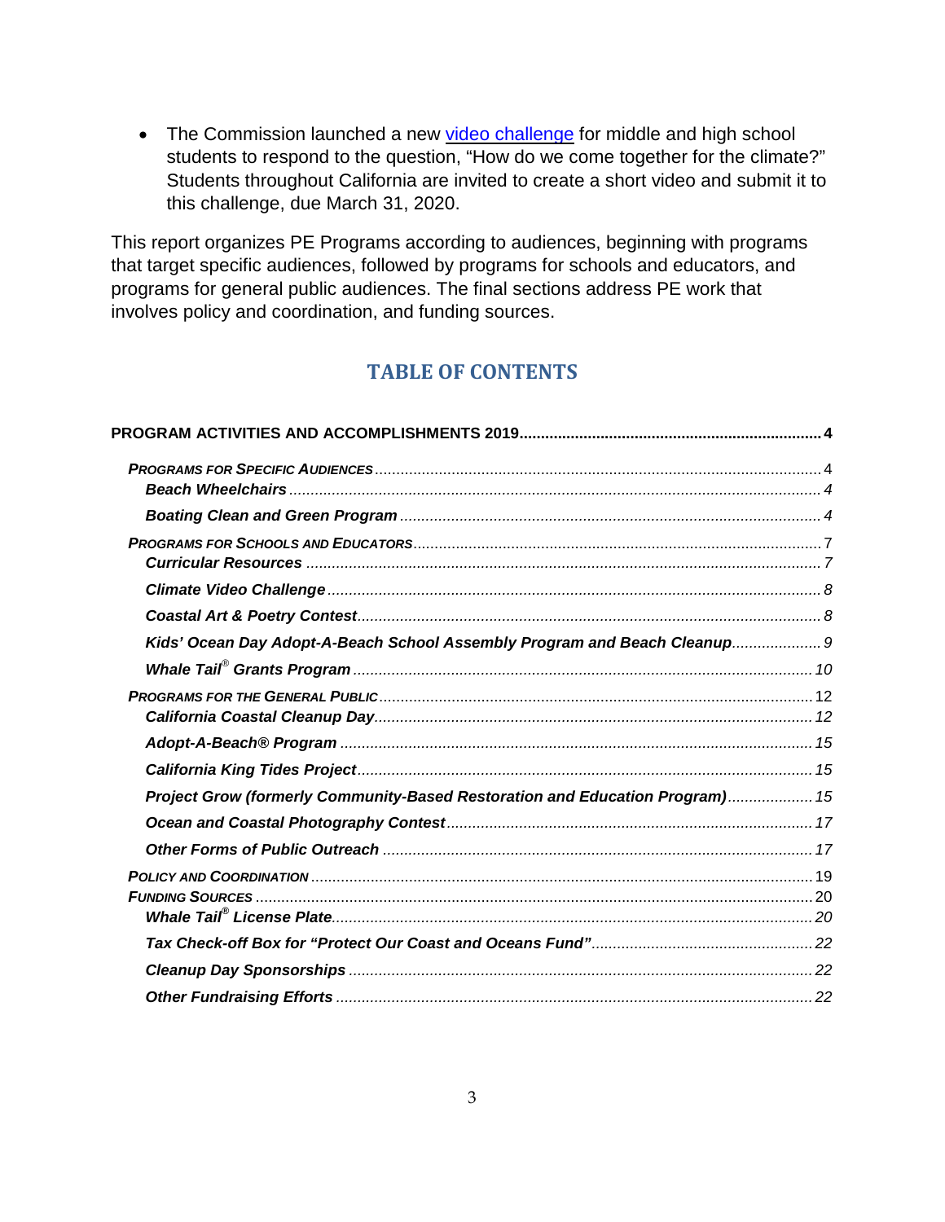- The Commission launched a new [video challenge] for middle and high school students to respond to the question, "How do we come together for the climate?" Students throughout California are invited to create a short video and submit it to this challenge, due March 31, 2020.

This report organizes PE Programs according to audiences, beginning with programs that target specific audiences, followed by programs for schools and educators, and programs for general public audiences. The final sections address PE work that involves policy and coordination, and funding sources.

## TABLE OF CONTENTS

**PROGRAM ACTIVITIES AND ACCOMPLISHMENTS 2019** ..... 4

- *PROGRAMS FOR SPECIFIC AUDIENCES* ..... 4
  - ***Beach Wheelchairs*** ..... 4
  - ***Boating Clean and Green Program*** ..... 4
- *PROGRAMS FOR SCHOOLS AND EDUCATORS* ..... 7
  - ***Curricular Resources*** ..... 7
  - ***Climate Video Challenge*** ..... 8
  - ***Coastal Art & Poetry Contest*** ..... 8
  - ***Kids' Ocean Day Adopt-A-Beach School Assembly Program and Beach Cleanup*** ..... 9
  - ***Whale Tail® Grants Program*** ..... 10
- *PROGRAMS FOR THE GENERAL PUBLIC* ..... 12
  - ***California Coastal Cleanup Day*** ..... 12
  - ***Adopt-A-Beach® Program*** ..... 15
  - ***California King Tides Project*** ..... 15
  - ***Project Grow (formerly Community-Based Restoration and Education Program)*** ..... 15
  - ***Ocean and Coastal Photography Contest*** ..... 17
  - ***Other Forms of Public Outreach*** ..... 17
- *POLICY AND COORDINATION* ..... 19
- *FUNDING SOURCES* ..... 20
  - ***Whale Tail® License Plate*** ..... 20
  - ***Tax Check-off Box for "Protect Our Coast and Oceans Fund"*** ..... 22
  - ***Cleanup Day Sponsorships*** ..... 22
  - ***Other Fundraising Efforts*** ..... 22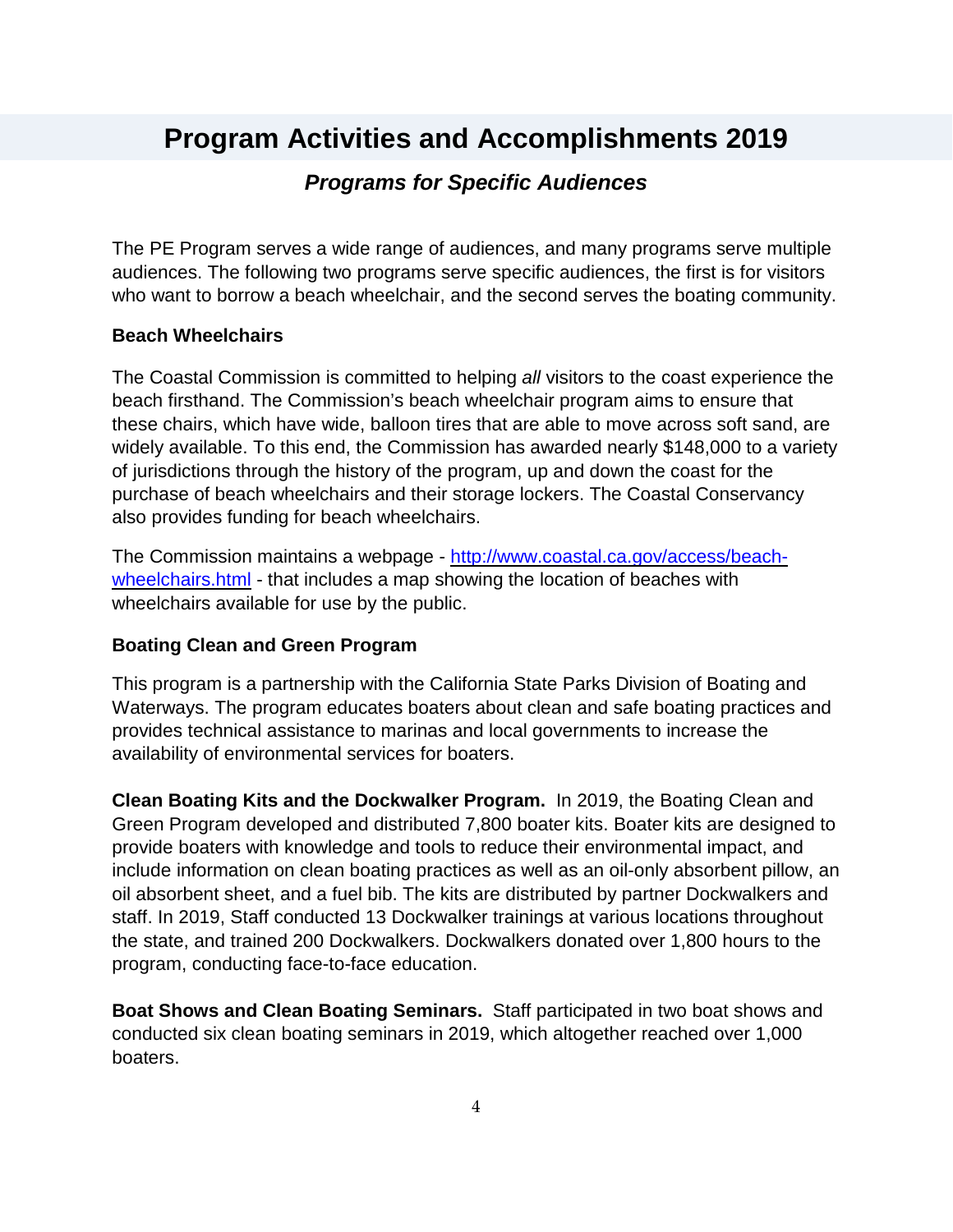# Program Activities and Accomplishments 2019

## *Programs for Specific Audiences*

The PE Program serves a wide range of audiences, and many programs serve multiple audiences. The following two programs serve specific audiences, the first is for visitors who want to borrow a beach wheelchair, and the second serves the boating community.

**Beach Wheelchairs**

The Coastal Commission is committed to helping *all* visitors to the coast experience the beach firsthand. The Commission's beach wheelchair program aims to ensure that these chairs, which have wide, balloon tires that are able to move across soft sand, are widely available. To this end, the Commission has awarded nearly $148,000 to a variety of jurisdictions through the history of the program, up and down the coast for the purchase of beach wheelchairs and their storage lockers. The Coastal Conservancy also provides funding for beach wheelchairs.

The Commission maintains a webpage - [http://www.coastal.ca.gov/access/beach-wheelchairs.html](http://www.coastal.ca.gov/access/beach-wheelchairs.html) - that includes a map showing the location of beaches with wheelchairs available for use by the public.

**Boating Clean and Green Program**

This program is a partnership with the California State Parks Division of Boating and Waterways. The program educates boaters about clean and safe boating practices and provides technical assistance to marinas and local governments to increase the availability of environmental services for boaters.

**Clean Boating Kits and the Dockwalker Program.** In 2019, the Boating Clean and Green Program developed and distributed 7,800 boater kits. Boater kits are designed to provide boaters with knowledge and tools to reduce their environmental impact, and include information on clean boating practices as well as an oil-only absorbent pillow, an oil absorbent sheet, and a fuel bib. The kits are distributed by partner Dockwalkers and staff. In 2019, Staff conducted 13 Dockwalker trainings at various locations throughout the state, and trained 200 Dockwalkers. Dockwalkers donated over 1,800 hours to the program, conducting face-to-face education.

**Boat Shows and Clean Boating Seminars.** Staff participated in two boat shows and conducted six clean boating seminars in 2019, which altogether reached over 1,000 boaters.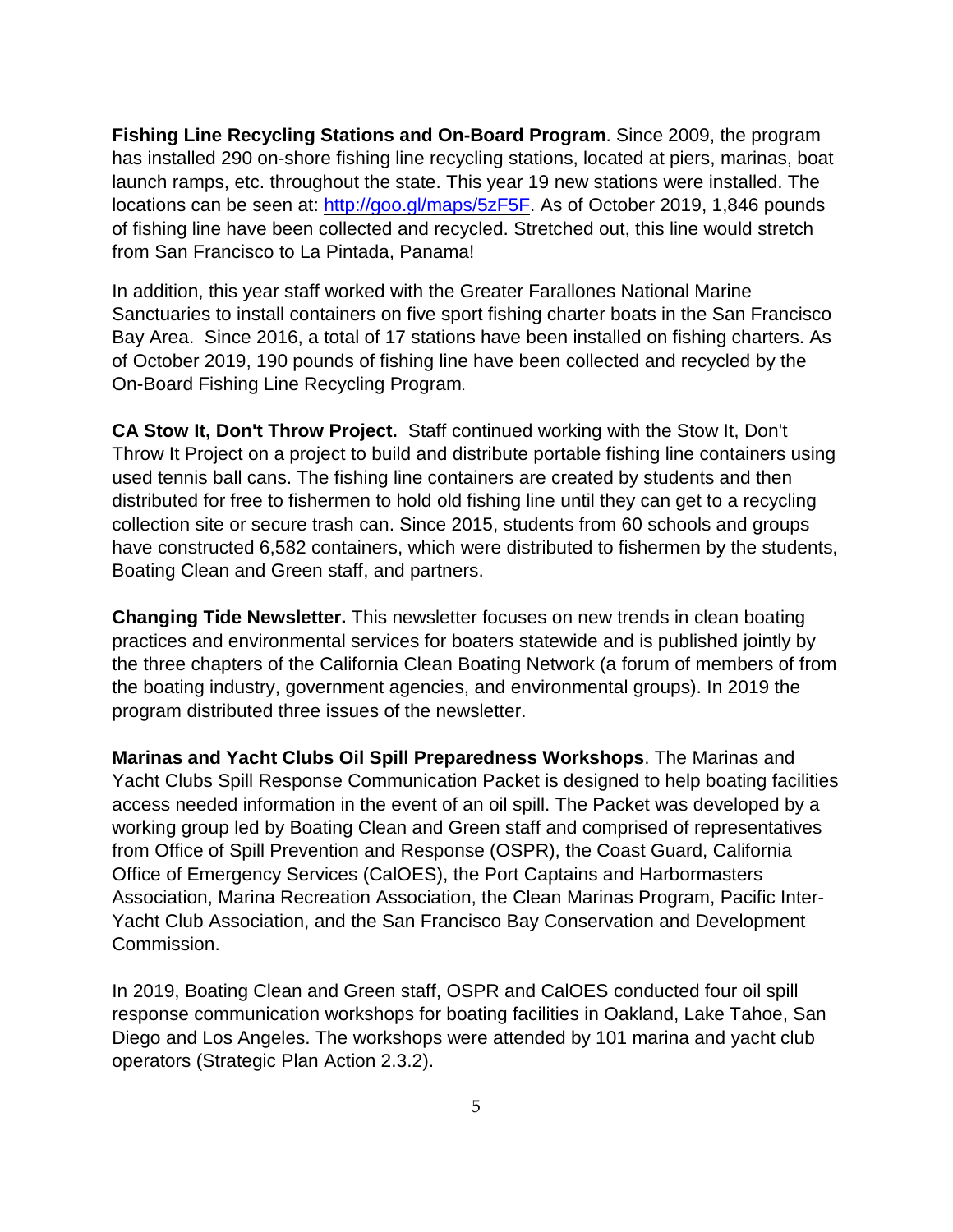**Fishing Line Recycling Stations and On-Board Program**. Since 2009, the program has installed 290 on-shore fishing line recycling stations, located at piers, marinas, boat launch ramps, etc. throughout the state. This year 19 new stations were installed. The locations can be seen at: [http://goo.gl/maps/5zF5F](http://goo.gl/maps/5zF5F). As of October 2019, 1,846 pounds of fishing line have been collected and recycled. Stretched out, this line would stretch from San Francisco to La Pintada, Panama!

In addition, this year staff worked with the Greater Farallones National Marine Sanctuaries to install containers on five sport fishing charter boats in the San Francisco Bay Area. Since 2016, a total of 17 stations have been installed on fishing charters. As of October 2019, 190 pounds of fishing line have been collected and recycled by the On-Board Fishing Line Recycling Program.

**CA Stow It, Don't Throw Project.** Staff continued working with the Stow It, Don't Throw It Project on a project to build and distribute portable fishing line containers using used tennis ball cans. The fishing line containers are created by students and then distributed for free to fishermen to hold old fishing line until they can get to a recycling collection site or secure trash can. Since 2015, students from 60 schools and groups have constructed 6,582 containers, which were distributed to fishermen by the students, Boating Clean and Green staff, and partners.

**Changing Tide Newsletter.** This newsletter focuses on new trends in clean boating practices and environmental services for boaters statewide and is published jointly by the three chapters of the California Clean Boating Network (a forum of members of from the boating industry, government agencies, and environmental groups). In 2019 the program distributed three issues of the newsletter.

**Marinas and Yacht Clubs Oil Spill Preparedness Workshops**. The Marinas and Yacht Clubs Spill Response Communication Packet is designed to help boating facilities access needed information in the event of an oil spill. The Packet was developed by a working group led by Boating Clean and Green staff and comprised of representatives from Office of Spill Prevention and Response (OSPR), the Coast Guard, California Office of Emergency Services (CalOES), the Port Captains and Harbormasters Association, Marina Recreation Association, the Clean Marinas Program, Pacific Inter-Yacht Club Association, and the San Francisco Bay Conservation and Development Commission.

In 2019, Boating Clean and Green staff, OSPR and CalOES conducted four oil spill response communication workshops for boating facilities in Oakland, Lake Tahoe, San Diego and Los Angeles. The workshops were attended by 101 marina and yacht club operators (Strategic Plan Action 2.3.2).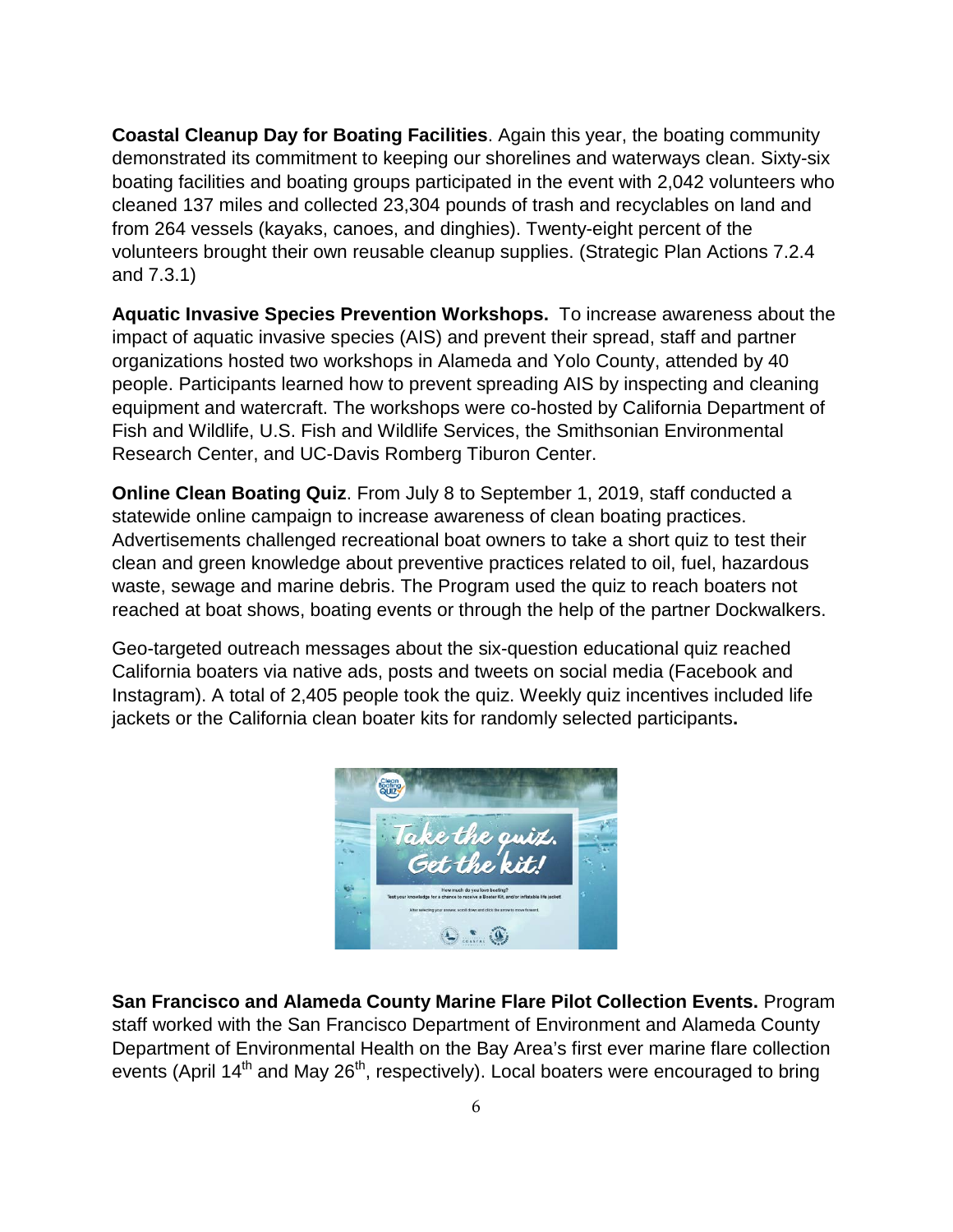**Coastal Cleanup Day for Boating Facilities**. Again this year, the boating community demonstrated its commitment to keeping our shorelines and waterways clean. Sixty-six boating facilities and boating groups participated in the event with 2,042 volunteers who cleaned 137 miles and collected 23,304 pounds of trash and recyclables on land and from 264 vessels (kayaks, canoes, and dinghies). Twenty-eight percent of the volunteers brought their own reusable cleanup supplies. (Strategic Plan Actions 7.2.4 and 7.3.1)

**Aquatic Invasive Species Prevention Workshops.** To increase awareness about the impact of aquatic invasive species (AIS) and prevent their spread, staff and partner organizations hosted two workshops in Alameda and Yolo County, attended by 40 people. Participants learned how to prevent spreading AIS by inspecting and cleaning equipment and watercraft. The workshops were co-hosted by California Department of Fish and Wildlife, U.S. Fish and Wildlife Services, the Smithsonian Environmental Research Center, and UC-Davis Romberg Tiburon Center.

**Online Clean Boating Quiz**. From July 8 to September 1, 2019, staff conducted a statewide online campaign to increase awareness of clean boating practices. Advertisements challenged recreational boat owners to take a short quiz to test their clean and green knowledge about preventive practices related to oil, fuel, hazardous waste, sewage and marine debris. The Program used the quiz to reach boaters not reached at boat shows, boating events or through the help of the partner Dockwalkers.

Geo-targeted outreach messages about the six-question educational quiz reached California boaters via native ads, posts and tweets on social media (Facebook and Instagram). A total of 2,405 people took the quiz. Weekly quiz incentives included life jackets or the California clean boater kits for randomly selected participants**.**

**San Francisco and Alameda County Marine Flare Pilot Collection Events.** Program staff worked with the San Francisco Department of Environment and Alameda County Department of Environmental Health on the Bay Area's first ever marine flare collection events (April 14th and May 26th, respectively). Local boaters were encouraged to bring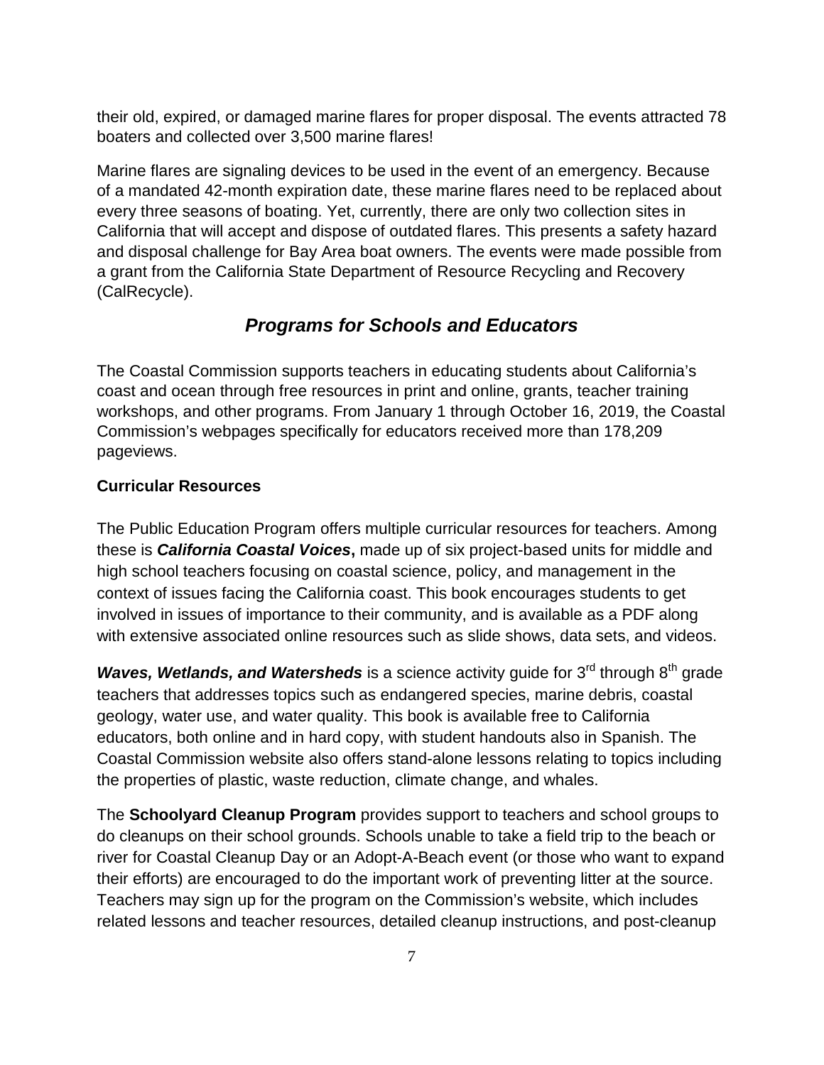their old, expired, or damaged marine flares for proper disposal. The events attracted 78 boaters and collected over 3,500 marine flares!

Marine flares are signaling devices to be used in the event of an emergency. Because of a mandated 42-month expiration date, these marine flares need to be replaced about every three seasons of boating. Yet, currently, there are only two collection sites in California that will accept and dispose of outdated flares. This presents a safety hazard and disposal challenge for Bay Area boat owners. The events were made possible from a grant from the California State Department of Resource Recycling and Recovery (CalRecycle).

## *Programs for Schools and Educators*

The Coastal Commission supports teachers in educating students about California's coast and ocean through free resources in print and online, grants, teacher training workshops, and other programs. From January 1 through October 16, 2019, the Coastal Commission's webpages specifically for educators received more than 178,209 pageviews.

**Curricular Resources**

The Public Education Program offers multiple curricular resources for teachers. Among these is ***California Coastal Voices*****,** made up of six project-based units for middle and high school teachers focusing on coastal science, policy, and management in the context of issues facing the California coast. This book encourages students to get involved in issues of importance to their community, and is available as a PDF along with extensive associated online resources such as slide shows, data sets, and videos.

***Waves, Wetlands, and Watersheds*** is a science activity guide for 3rd through 8th grade teachers that addresses topics such as endangered species, marine debris, coastal geology, water use, and water quality. This book is available free to California educators, both online and in hard copy, with student handouts also in Spanish. The Coastal Commission website also offers stand-alone lessons relating to topics including the properties of plastic, waste reduction, climate change, and whales.

The **Schoolyard Cleanup Program** provides support to teachers and school groups to do cleanups on their school grounds. Schools unable to take a field trip to the beach or river for Coastal Cleanup Day or an Adopt-A-Beach event (or those who want to expand their efforts) are encouraged to do the important work of preventing litter at the source. Teachers may sign up for the program on the Commission's website, which includes related lessons and teacher resources, detailed cleanup instructions, and post-cleanup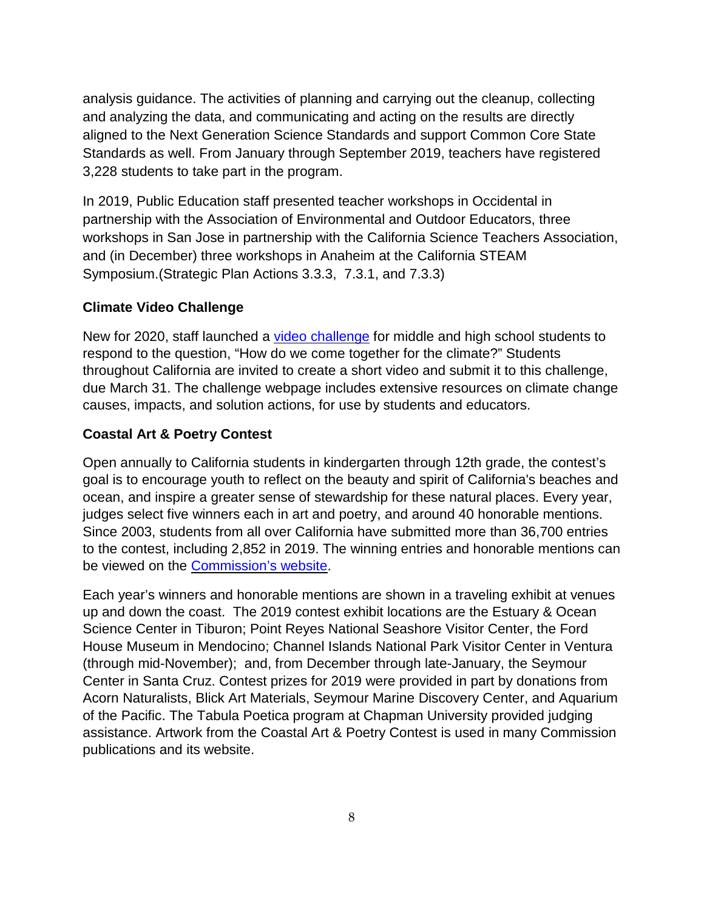analysis guidance. The activities of planning and carrying out the cleanup, collecting and analyzing the data, and communicating and acting on the results are directly aligned to the Next Generation Science Standards and support Common Core State Standards as well. From January through September 2019, teachers have registered 3,228 students to take part in the program.

In 2019, Public Education staff presented teacher workshops in Occidental in partnership with the Association of Environmental and Outdoor Educators, three workshops in San Jose in partnership with the California Science Teachers Association, and (in December) three workshops in Anaheim at the California STEAM Symposium.(Strategic Plan Actions 3.3.3, 7.3.1, and 7.3.3)

**Climate Video Challenge**

New for 2020, staff launched a video challenge for middle and high school students to respond to the question, "How do we come together for the climate?" Students throughout California are invited to create a short video and submit it to this challenge, due March 31. The challenge webpage includes extensive resources on climate change causes, impacts, and solution actions, for use by students and educators.

**Coastal Art & Poetry Contest**

Open annually to California students in kindergarten through 12th grade, the contest's goal is to encourage youth to reflect on the beauty and spirit of California's beaches and ocean, and inspire a greater sense of stewardship for these natural places. Every year, judges select five winners each in art and poetry, and around 40 honorable mentions. Since 2003, students from all over California have submitted more than 36,700 entries to the contest, including 2,852 in 2019. The winning entries and honorable mentions can be viewed on the Commission's website.

Each year's winners and honorable mentions are shown in a traveling exhibit at venues up and down the coast. The 2019 contest exhibit locations are the Estuary & Ocean Science Center in Tiburon; Point Reyes National Seashore Visitor Center, the Ford House Museum in Mendocino; Channel Islands National Park Visitor Center in Ventura (through mid-November); and, from December through late-January, the Seymour Center in Santa Cruz. Contest prizes for 2019 were provided in part by donations from Acorn Naturalists, Blick Art Materials, Seymour Marine Discovery Center, and Aquarium of the Pacific. The Tabula Poetica program at Chapman University provided judging assistance. Artwork from the Coastal Art & Poetry Contest is used in many Commission publications and its website.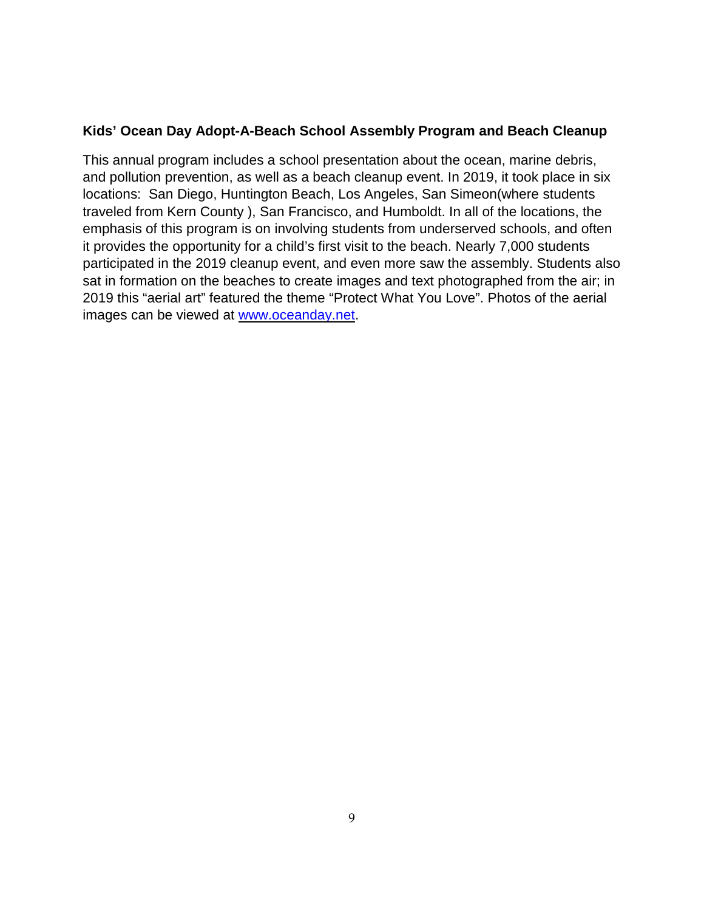**Kids' Ocean Day Adopt-A-Beach School Assembly Program and Beach Cleanup**

This annual program includes a school presentation about the ocean, marine debris, and pollution prevention, as well as a beach cleanup event. In 2019, it took place in six locations: San Diego, Huntington Beach, Los Angeles, San Simeon(where students traveled from Kern County ), San Francisco, and Humboldt. In all of the locations, the emphasis of this program is on involving students from underserved schools, and often it provides the opportunity for a child's first visit to the beach. Nearly 7,000 students participated in the 2019 cleanup event, and even more saw the assembly. Students also sat in formation on the beaches to create images and text photographed from the air; in 2019 this "aerial art" featured the theme "Protect What You Love". Photos of the aerial images can be viewed at [www.oceanday.net](http://www.oceanday.net).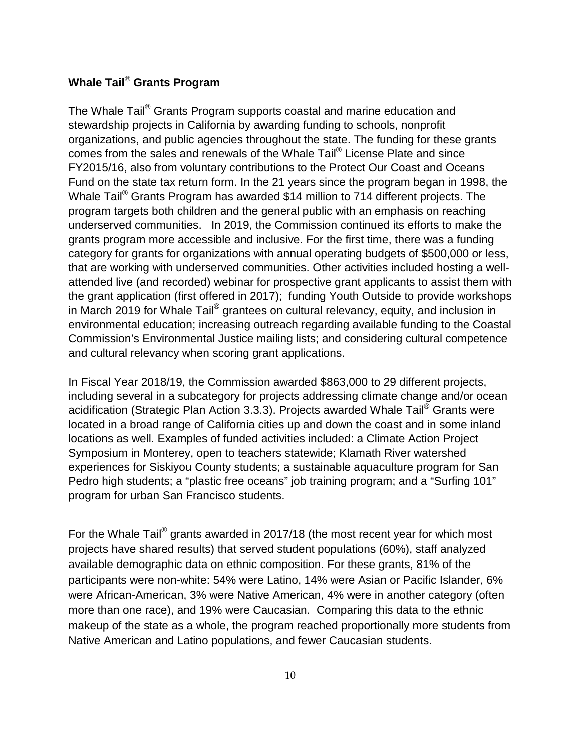**Whale Tail® Grants Program**

The Whale Tail® Grants Program supports coastal and marine education and stewardship projects in California by awarding funding to schools, nonprofit organizations, and public agencies throughout the state. The funding for these grants comes from the sales and renewals of the Whale Tail® License Plate and since FY2015/16, also from voluntary contributions to the Protect Our Coast and Oceans Fund on the state tax return form. In the 21 years since the program began in 1998, the Whale Tail® Grants Program has awarded $14 million to 714 different projects. The program targets both children and the general public with an emphasis on reaching underserved communities. In 2019, the Commission continued its efforts to make the grants program more accessible and inclusive. For the first time, there was a funding category for grants for organizations with annual operating budgets of $500,000 or less, that are working with underserved communities. Other activities included hosting a well-attended live (and recorded) webinar for prospective grant applicants to assist them with the grant application (first offered in 2017); funding Youth Outside to provide workshops in March 2019 for Whale Tail® grantees on cultural relevancy, equity, and inclusion in environmental education; increasing outreach regarding available funding to the Coastal Commission's Environmental Justice mailing lists; and considering cultural competence and cultural relevancy when scoring grant applications.

In Fiscal Year 2018/19, the Commission awarded $863,000 to 29 different projects, including several in a subcategory for projects addressing climate change and/or ocean acidification (Strategic Plan Action 3.3.3). Projects awarded Whale Tail® Grants were located in a broad range of California cities up and down the coast and in some inland locations as well. Examples of funded activities included: a Climate Action Project Symposium in Monterey, open to teachers statewide; Klamath River watershed experiences for Siskiyou County students; a sustainable aquaculture program for San Pedro high students; a "plastic free oceans" job training program; and a "Surfing 101" program for urban San Francisco students.

For the Whale Tail® grants awarded in 2017/18 (the most recent year for which most projects have shared results) that served student populations (60%), staff analyzed available demographic data on ethnic composition. For these grants, 81% of the participants were non-white: 54% were Latino, 14% were Asian or Pacific Islander, 6% were African-American, 3% were Native American, 4% were in another category (often more than one race), and 19% were Caucasian. Comparing this data to the ethnic makeup of the state as a whole, the program reached proportionally more students from Native American and Latino populations, and fewer Caucasian students.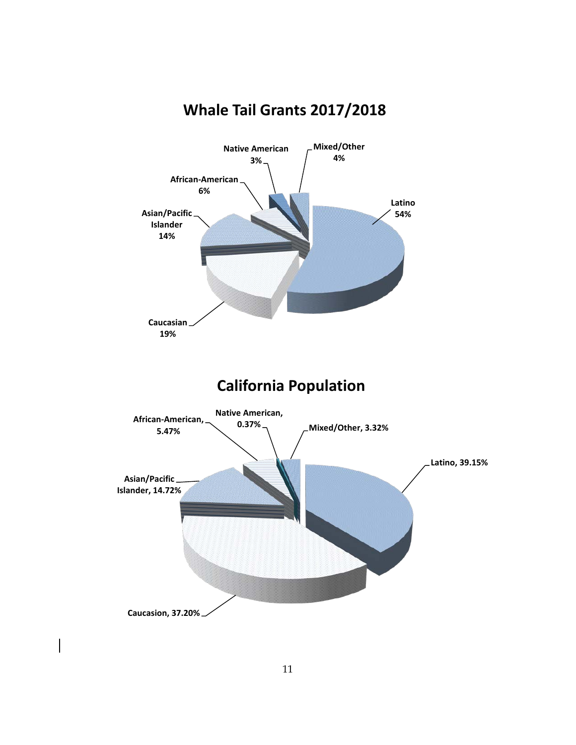## Whale Tail Grants 2017/2018

Native American 3%

Mixed/Other 4%

African-American 6%

Latino 54%

Asian/Pacific Islander 14%

Caucasian 19%

## California Population

African-American, 5.47%

Native American, 0.37%

Mixed/Other, 3.32%

Latino, 39.15%

Asian/Pacific Islander, 14.72%

Caucasion, 37.20%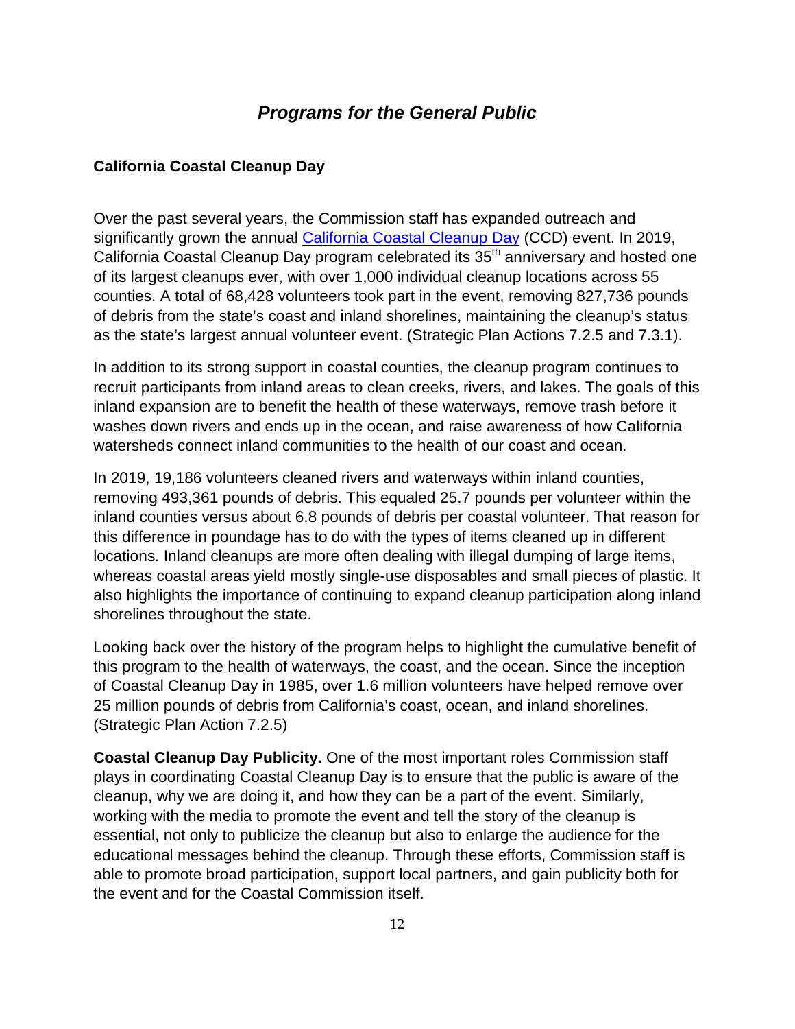## *Programs for the General Public*

### California Coastal Cleanup Day

Over the past several years, the Commission staff has expanded outreach and significantly grown the annual California Coastal Cleanup Day (CCD) event. In 2019, California Coastal Cleanup Day program celebrated its 35th anniversary and hosted one of its largest cleanups ever, with over 1,000 individual cleanup locations across 55 counties. A total of 68,428 volunteers took part in the event, removing 827,736 pounds of debris from the state's coast and inland shorelines, maintaining the cleanup's status as the state's largest annual volunteer event. (Strategic Plan Actions 7.2.5 and 7.3.1).

In addition to its strong support in coastal counties, the cleanup program continues to recruit participants from inland areas to clean creeks, rivers, and lakes. The goals of this inland expansion are to benefit the health of these waterways, remove trash before it washes down rivers and ends up in the ocean, and raise awareness of how California watersheds connect inland communities to the health of our coast and ocean.

In 2019, 19,186 volunteers cleaned rivers and waterways within inland counties, removing 493,361 pounds of debris. This equaled 25.7 pounds per volunteer within the inland counties versus about 6.8 pounds of debris per coastal volunteer. That reason for this difference in poundage has to do with the types of items cleaned up in different locations. Inland cleanups are more often dealing with illegal dumping of large items, whereas coastal areas yield mostly single-use disposables and small pieces of plastic. It also highlights the importance of continuing to expand cleanup participation along inland shorelines throughout the state.

Looking back over the history of the program helps to highlight the cumulative benefit of this program to the health of waterways, the coast, and the ocean. Since the inception of Coastal Cleanup Day in 1985, over 1.6 million volunteers have helped remove over 25 million pounds of debris from California's coast, ocean, and inland shorelines. (Strategic Plan Action 7.2.5)

**Coastal Cleanup Day Publicity.** One of the most important roles Commission staff plays in coordinating Coastal Cleanup Day is to ensure that the public is aware of the cleanup, why we are doing it, and how they can be a part of the event. Similarly, working with the media to promote the event and tell the story of the cleanup is essential, not only to publicize the cleanup but also to enlarge the audience for the educational messages behind the cleanup. Through these efforts, Commission staff is able to promote broad participation, support local partners, and gain publicity both for the event and for the Coastal Commission itself.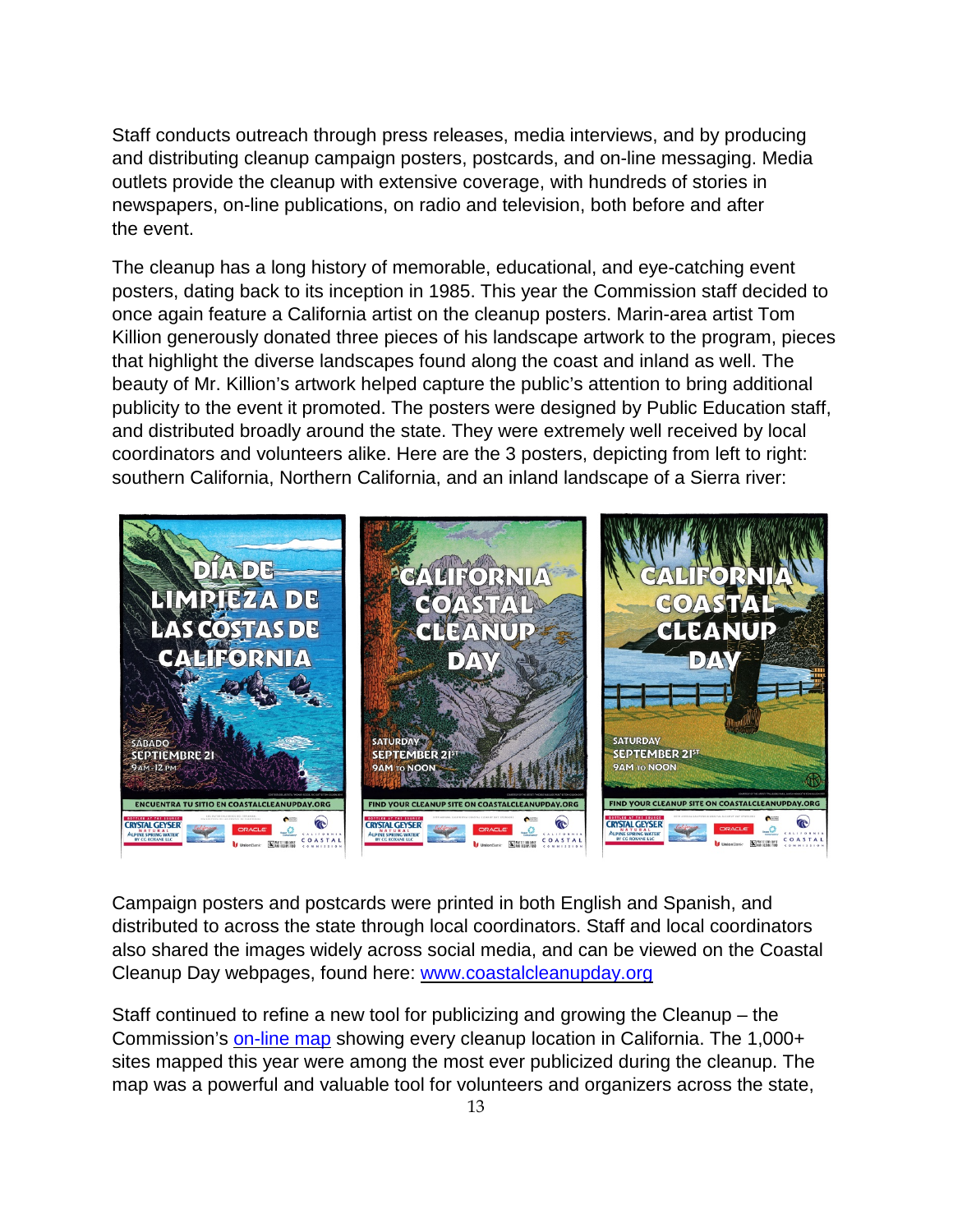Staff conducts outreach through press releases, media interviews, and by producing and distributing cleanup campaign posters, postcards, and on-line messaging. Media outlets provide the cleanup with extensive coverage, with hundreds of stories in newspapers, on-line publications, on radio and television, both before and after the event.

The cleanup has a long history of memorable, educational, and eye-catching event posters, dating back to its inception in 1985. This year the Commission staff decided to once again feature a California artist on the cleanup posters. Marin-area artist Tom Killion generously donated three pieces of his landscape artwork to the program, pieces that highlight the diverse landscapes found along the coast and inland as well. The beauty of Mr. Killion's artwork helped capture the public's attention to bring additional publicity to the event it promoted. The posters were designed by Public Education staff, and distributed broadly around the state. They were extremely well received by local coordinators and volunteers alike. Here are the 3 posters, depicting from left to right: southern California, Northern California, and an inland landscape of a Sierra river:

Campaign posters and postcards were printed in both English and Spanish, and distributed to across the state through local coordinators. Staff and local coordinators also shared the images widely across social media, and can be viewed on the Coastal Cleanup Day webpages, found here: [www.coastalcleanupday.org](www.coastalcleanupday.org)

Staff continued to refine a new tool for publicizing and growing the Cleanup – the Commission's on-line map showing every cleanup location in California. The 1,000+ sites mapped this year were among the most ever publicized during the cleanup. The map was a powerful and valuable tool for volunteers and organizers across the state,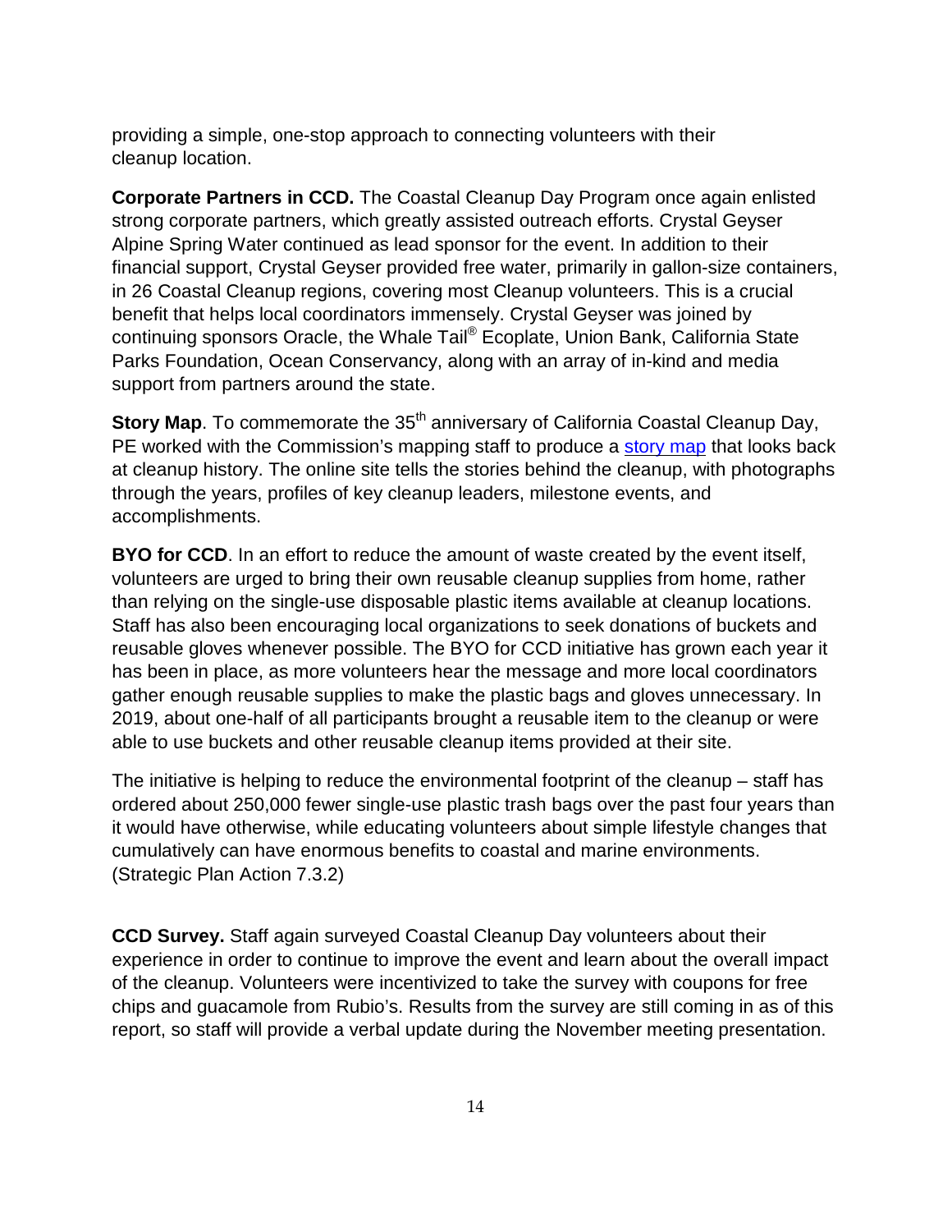providing a simple, one-stop approach to connecting volunteers with their cleanup location.

**Corporate Partners in CCD.** The Coastal Cleanup Day Program once again enlisted strong corporate partners, which greatly assisted outreach efforts. Crystal Geyser Alpine Spring Water continued as lead sponsor for the event. In addition to their financial support, Crystal Geyser provided free water, primarily in gallon-size containers, in 26 Coastal Cleanup regions, covering most Cleanup volunteers. This is a crucial benefit that helps local coordinators immensely. Crystal Geyser was joined by continuing sponsors Oracle, the Whale Tail® Ecoplate, Union Bank, California State Parks Foundation, Ocean Conservancy, along with an array of in-kind and media support from partners around the state.

**Story Map**. To commemorate the 35th anniversary of California Coastal Cleanup Day, PE worked with the Commission's mapping staff to produce a story map that looks back at cleanup history. The online site tells the stories behind the cleanup, with photographs through the years, profiles of key cleanup leaders, milestone events, and accomplishments.

**BYO for CCD**. In an effort to reduce the amount of waste created by the event itself, volunteers are urged to bring their own reusable cleanup supplies from home, rather than relying on the single-use disposable plastic items available at cleanup locations. Staff has also been encouraging local organizations to seek donations of buckets and reusable gloves whenever possible. The BYO for CCD initiative has grown each year it has been in place, as more volunteers hear the message and more local coordinators gather enough reusable supplies to make the plastic bags and gloves unnecessary. In 2019, about one-half of all participants brought a reusable item to the cleanup or were able to use buckets and other reusable cleanup items provided at their site.

The initiative is helping to reduce the environmental footprint of the cleanup – staff has ordered about 250,000 fewer single-use plastic trash bags over the past four years than it would have otherwise, while educating volunteers about simple lifestyle changes that cumulatively can have enormous benefits to coastal and marine environments. (Strategic Plan Action 7.3.2)

**CCD Survey.** Staff again surveyed Coastal Cleanup Day volunteers about their experience in order to continue to improve the event and learn about the overall impact of the cleanup. Volunteers were incentivized to take the survey with coupons for free chips and guacamole from Rubio's. Results from the survey are still coming in as of this report, so staff will provide a verbal update during the November meeting presentation.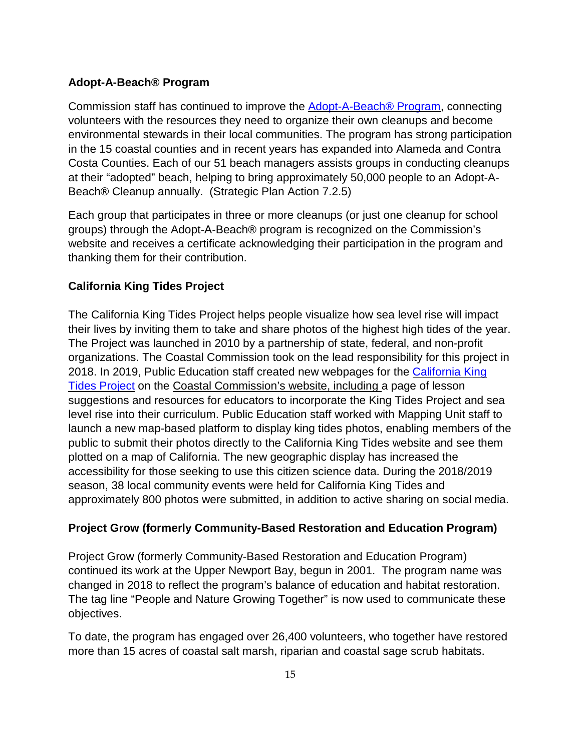### Adopt-A-Beach® Program

Commission staff has continued to improve the [Adopt-A-Beach® Program], connecting volunteers with the resources they need to organize their own cleanups and become environmental stewards in their local communities. The program has strong participation in the 15 coastal counties and in recent years has expanded into Alameda and Contra Costa Counties. Each of our 51 beach managers assists groups in conducting cleanups at their "adopted" beach, helping to bring approximately 50,000 people to an Adopt-A-Beach® Cleanup annually. (Strategic Plan Action 7.2.5)

Each group that participates in three or more cleanups (or just one cleanup for school groups) through the Adopt-A-Beach® program is recognized on the Commission's website and receives a certificate acknowledging their participation in the program and thanking them for their contribution.

### California King Tides Project

The California King Tides Project helps people visualize how sea level rise will impact their lives by inviting them to take and share photos of the highest high tides of the year. The Project was launched in 2010 by a partnership of state, federal, and non-profit organizations. The Coastal Commission took on the lead responsibility for this project in 2018. In 2019, Public Education staff created new webpages for the [California King Tides Project] on the Coastal Commission's website, including a page of lesson suggestions and resources for educators to incorporate the King Tides Project and sea level rise into their curriculum. Public Education staff worked with Mapping Unit staff to launch a new map-based platform to display king tides photos, enabling members of the public to submit their photos directly to the California King Tides website and see them plotted on a map of California. The new geographic display has increased the accessibility for those seeking to use this citizen science data. During the 2018/2019 season, 38 local community events were held for California King Tides and approximately 800 photos were submitted, in addition to active sharing on social media.

### Project Grow (formerly Community-Based Restoration and Education Program)

Project Grow (formerly Community-Based Restoration and Education Program) continued its work at the Upper Newport Bay, begun in 2001. The program name was changed in 2018 to reflect the program's balance of education and habitat restoration. The tag line "People and Nature Growing Together" is now used to communicate these objectives.

To date, the program has engaged over 26,400 volunteers, who together have restored more than 15 acres of coastal salt marsh, riparian and coastal sage scrub habitats.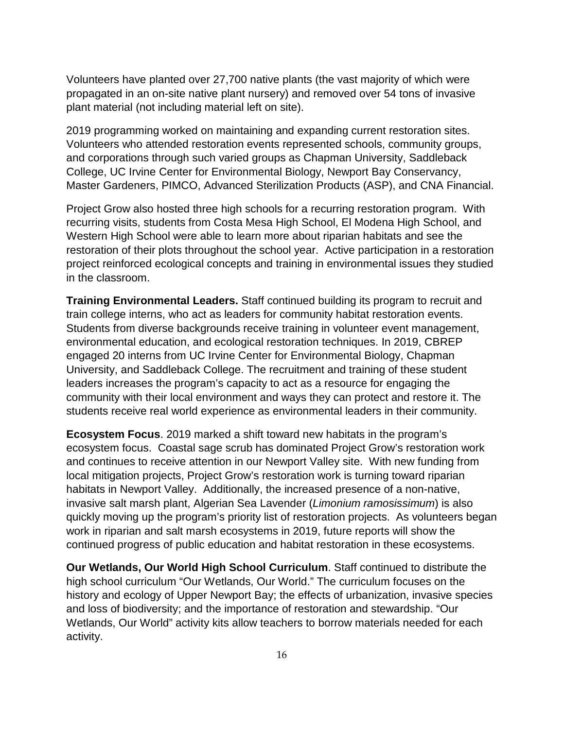Volunteers have planted over 27,700 native plants (the vast majority of which were propagated in an on-site native plant nursery) and removed over 54 tons of invasive plant material (not including material left on site).

2019 programming worked on maintaining and expanding current restoration sites. Volunteers who attended restoration events represented schools, community groups, and corporations through such varied groups as Chapman University, Saddleback College, UC Irvine Center for Environmental Biology, Newport Bay Conservancy, Master Gardeners, PIMCO, Advanced Sterilization Products (ASP), and CNA Financial.

Project Grow also hosted three high schools for a recurring restoration program. With recurring visits, students from Costa Mesa High School, El Modena High School, and Western High School were able to learn more about riparian habitats and see the restoration of their plots throughout the school year. Active participation in a restoration project reinforced ecological concepts and training in environmental issues they studied in the classroom.

**Training Environmental Leaders.** Staff continued building its program to recruit and train college interns, who act as leaders for community habitat restoration events. Students from diverse backgrounds receive training in volunteer event management, environmental education, and ecological restoration techniques. In 2019, CBREP engaged 20 interns from UC Irvine Center for Environmental Biology, Chapman University, and Saddleback College. The recruitment and training of these student leaders increases the program's capacity to act as a resource for engaging the community with their local environment and ways they can protect and restore it. The students receive real world experience as environmental leaders in their community.

**Ecosystem Focus**. 2019 marked a shift toward new habitats in the program's ecosystem focus. Coastal sage scrub has dominated Project Grow's restoration work and continues to receive attention in our Newport Valley site. With new funding from local mitigation projects, Project Grow's restoration work is turning toward riparian habitats in Newport Valley. Additionally, the increased presence of a non-native, invasive salt marsh plant, Algerian Sea Lavender (*Limonium ramosissimum*) is also quickly moving up the program's priority list of restoration projects. As volunteers began work in riparian and salt marsh ecosystems in 2019, future reports will show the continued progress of public education and habitat restoration in these ecosystems.

**Our Wetlands, Our World High School Curriculum**. Staff continued to distribute the high school curriculum "Our Wetlands, Our World." The curriculum focuses on the history and ecology of Upper Newport Bay; the effects of urbanization, invasive species and loss of biodiversity; and the importance of restoration and stewardship. "Our Wetlands, Our World" activity kits allow teachers to borrow materials needed for each activity.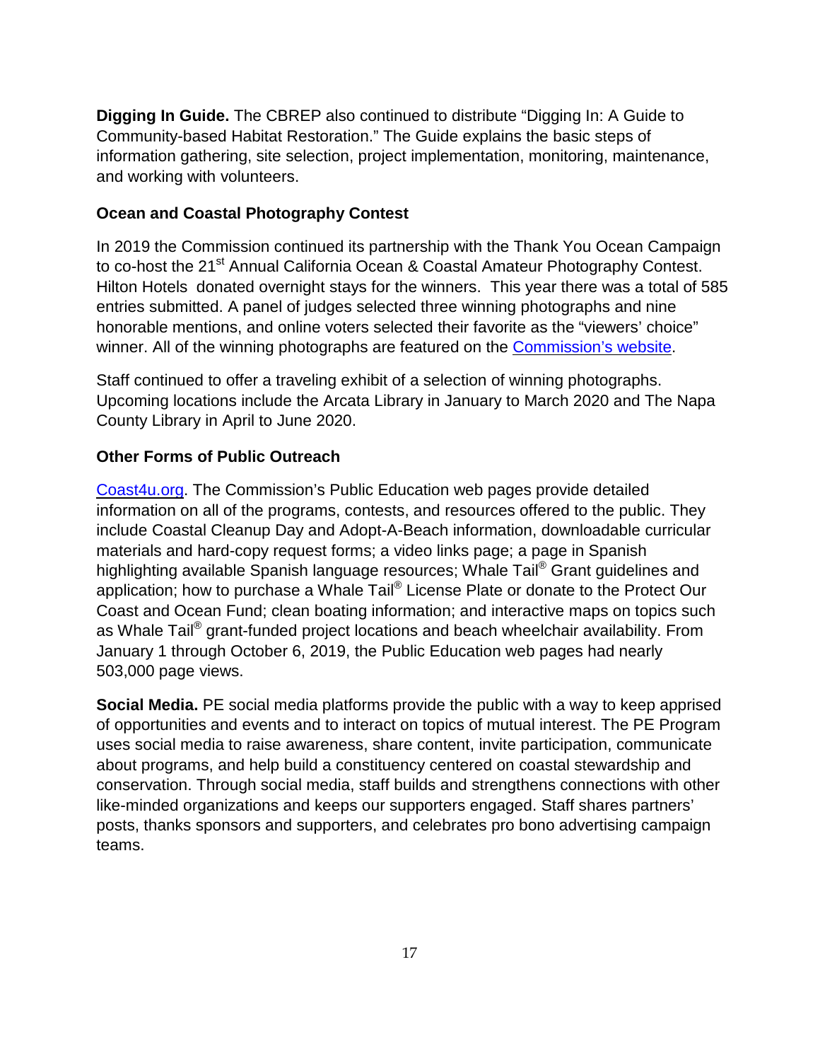**Digging In Guide.** The CBREP also continued to distribute "Digging In: A Guide to Community-based Habitat Restoration." The Guide explains the basic steps of information gathering, site selection, project implementation, monitoring, maintenance, and working with volunteers.

### Ocean and Coastal Photography Contest

In 2019 the Commission continued its partnership with the Thank You Ocean Campaign to co-host the 21st Annual California Ocean & Coastal Amateur Photography Contest. Hilton Hotels donated overnight stays for the winners. This year there was a total of 585 entries submitted. A panel of judges selected three winning photographs and nine honorable mentions, and online voters selected their favorite as the "viewers' choice" winner. All of the winning photographs are featured on the Commission's website.

Staff continued to offer a traveling exhibit of a selection of winning photographs. Upcoming locations include the Arcata Library in January to March 2020 and The Napa County Library in April to June 2020.

### Other Forms of Public Outreach

Coast4u.org. The Commission's Public Education web pages provide detailed information on all of the programs, contests, and resources offered to the public. They include Coastal Cleanup Day and Adopt-A-Beach information, downloadable curricular materials and hard-copy request forms; a video links page; a page in Spanish highlighting available Spanish language resources; Whale Tail® Grant guidelines and application; how to purchase a Whale Tail® License Plate or donate to the Protect Our Coast and Ocean Fund; clean boating information; and interactive maps on topics such as Whale Tail® grant-funded project locations and beach wheelchair availability. From January 1 through October 6, 2019, the Public Education web pages had nearly 503,000 page views.

**Social Media.** PE social media platforms provide the public with a way to keep apprised of opportunities and events and to interact on topics of mutual interest. The PE Program uses social media to raise awareness, share content, invite participation, communicate about programs, and help build a constituency centered on coastal stewardship and conservation. Through social media, staff builds and strengthens connections with other like-minded organizations and keeps our supporters engaged. Staff shares partners' posts, thanks sponsors and supporters, and celebrates pro bono advertising campaign teams.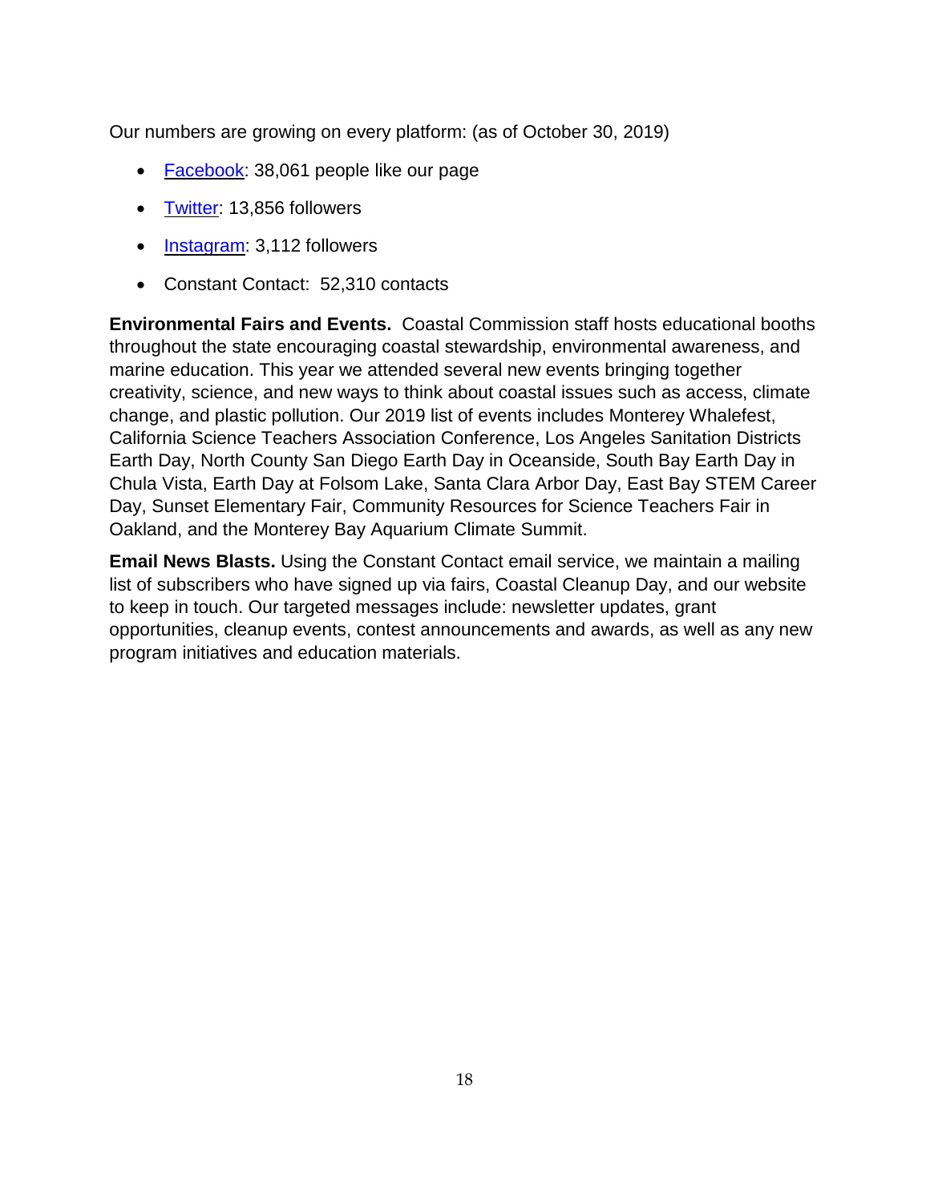Our numbers are growing on every platform: (as of October 30, 2019)

- Facebook: 38,061 people like our page
- Twitter: 13,856 followers
- Instagram: 3,112 followers
- Constant Contact: 52,310 contacts

**Environmental Fairs and Events.** Coastal Commission staff hosts educational booths throughout the state encouraging coastal stewardship, environmental awareness, and marine education. This year we attended several new events bringing together creativity, science, and new ways to think about coastal issues such as access, climate change, and plastic pollution. Our 2019 list of events includes Monterey Whalefest, California Science Teachers Association Conference, Los Angeles Sanitation Districts Earth Day, North County San Diego Earth Day in Oceanside, South Bay Earth Day in Chula Vista, Earth Day at Folsom Lake, Santa Clara Arbor Day, East Bay STEM Career Day, Sunset Elementary Fair, Community Resources for Science Teachers Fair in Oakland, and the Monterey Bay Aquarium Climate Summit.

**Email News Blasts.** Using the Constant Contact email service, we maintain a mailing list of subscribers who have signed up via fairs, Coastal Cleanup Day, and our website to keep in touch. Our targeted messages include: newsletter updates, grant opportunities, cleanup events, contest announcements and awards, as well as any new program initiatives and education materials.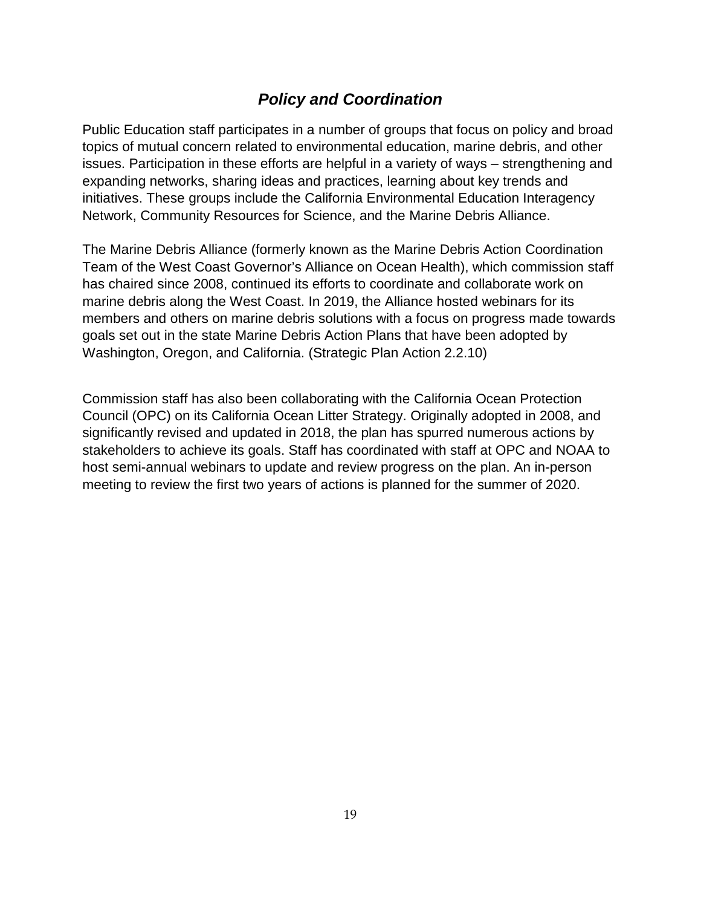## *Policy and Coordination*

Public Education staff participates in a number of groups that focus on policy and broad topics of mutual concern related to environmental education, marine debris, and other issues. Participation in these efforts are helpful in a variety of ways – strengthening and expanding networks, sharing ideas and practices, learning about key trends and initiatives. These groups include the California Environmental Education Interagency Network, Community Resources for Science, and the Marine Debris Alliance.

The Marine Debris Alliance (formerly known as the Marine Debris Action Coordination Team of the West Coast Governor's Alliance on Ocean Health), which commission staff has chaired since 2008, continued its efforts to coordinate and collaborate work on marine debris along the West Coast. In 2019, the Alliance hosted webinars for its members and others on marine debris solutions with a focus on progress made towards goals set out in the state Marine Debris Action Plans that have been adopted by Washington, Oregon, and California. (Strategic Plan Action 2.2.10)

Commission staff has also been collaborating with the California Ocean Protection Council (OPC) on its California Ocean Litter Strategy. Originally adopted in 2008, and significantly revised and updated in 2018, the plan has spurred numerous actions by stakeholders to achieve its goals. Staff has coordinated with staff at OPC and NOAA to host semi-annual webinars to update and review progress on the plan. An in-person meeting to review the first two years of actions is planned for the summer of 2020.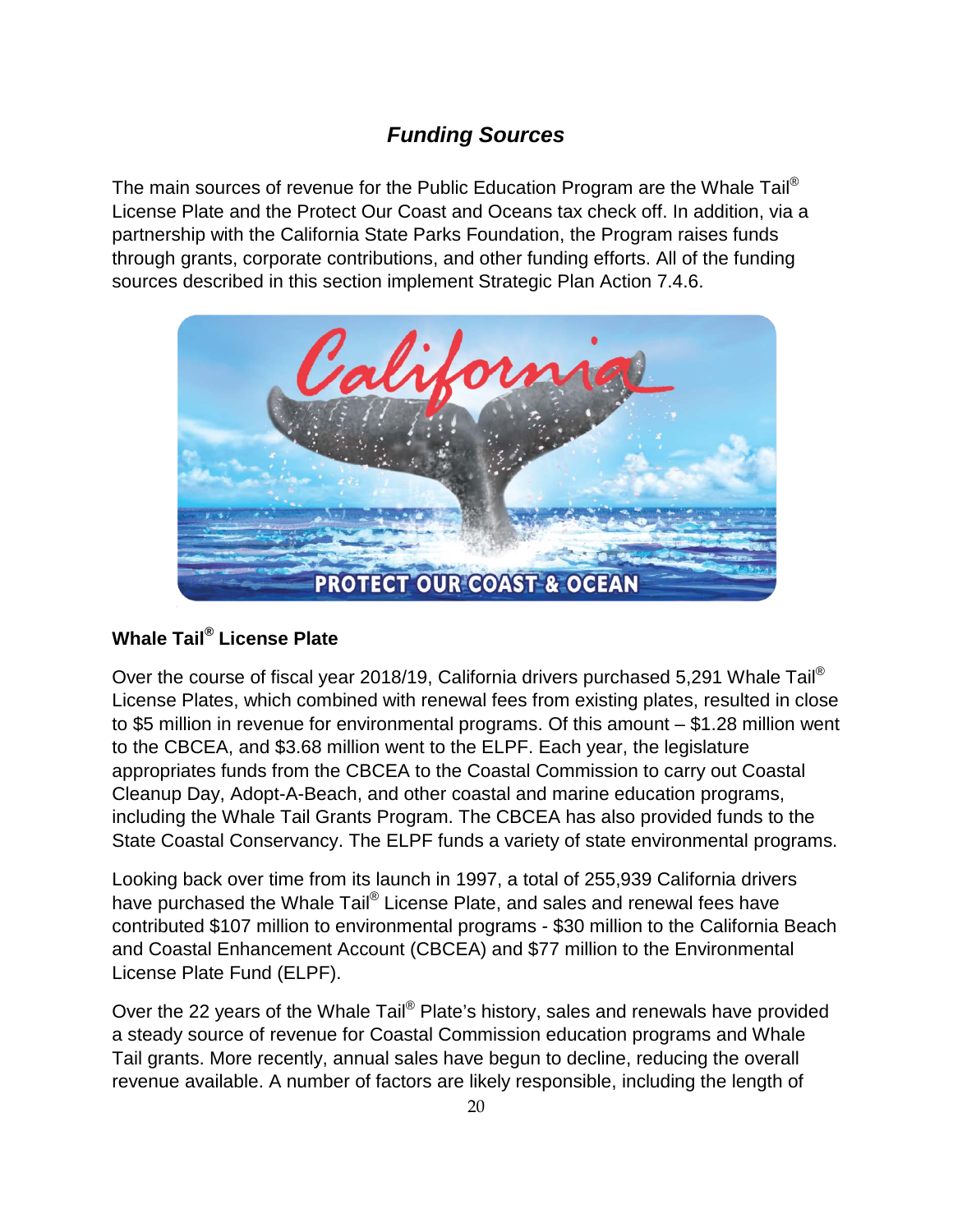## *Funding Sources*

The main sources of revenue for the Public Education Program are the Whale Tail® License Plate and the Protect Our Coast and Oceans tax check off. In addition, via a partnership with the California State Parks Foundation, the Program raises funds through grants, corporate contributions, and other funding efforts. All of the funding sources described in this section implement Strategic Plan Action 7.4.6.

### Whale Tail® License Plate

Over the course of fiscal year 2018/19, California drivers purchased 5,291 Whale Tail® License Plates, which combined with renewal fees from existing plates, resulted in close to $5 million in revenue for environmental programs. Of this amount – $1.28 million went to the CBCEA, and $3.68 million went to the ELPF. Each year, the legislature appropriates funds from the CBCEA to the Coastal Commission to carry out Coastal Cleanup Day, Adopt-A-Beach, and other coastal and marine education programs, including the Whale Tail Grants Program. The CBCEA has also provided funds to the State Coastal Conservancy. The ELPF funds a variety of state environmental programs.

Looking back over time from its launch in 1997, a total of 255,939 California drivers have purchased the Whale Tail® License Plate, and sales and renewal fees have contributed $107 million to environmental programs - $30 million to the California Beach and Coastal Enhancement Account (CBCEA) and $77 million to the Environmental License Plate Fund (ELPF).

Over the 22 years of the Whale Tail® Plate's history, sales and renewals have provided a steady source of revenue for Coastal Commission education programs and Whale Tail grants. More recently, annual sales have begun to decline, reducing the overall revenue available. A number of factors are likely responsible, including the length of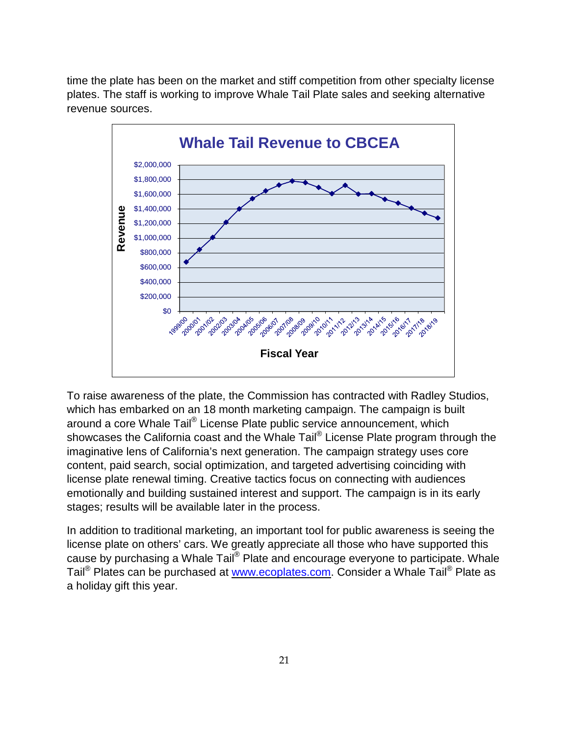time the plate has been on the market and stiff competition from other specialty license plates. The staff is working to improve Whale Tail Plate sales and seeking alternative revenue sources.

**Whale Tail Revenue to CBCEA**

To raise awareness of the plate, the Commission has contracted with Radley Studios, which has embarked on an 18 month marketing campaign. The campaign is built around a core Whale Tail® License Plate public service announcement, which showcases the California coast and the Whale Tail® License Plate program through the imaginative lens of California's next generation. The campaign strategy uses core content, paid search, social optimization, and targeted advertising coinciding with license plate renewal timing. Creative tactics focus on connecting with audiences emotionally and building sustained interest and support. The campaign is in its early stages; results will be available later in the process.

In addition to traditional marketing, an important tool for public awareness is seeing the license plate on others' cars. We greatly appreciate all those who have supported this cause by purchasing a Whale Tail® Plate and encourage everyone to participate. Whale Tail® Plates can be purchased at [www.ecoplates.com](http://www.ecoplates.com). Consider a Whale Tail® Plate as a holiday gift this year.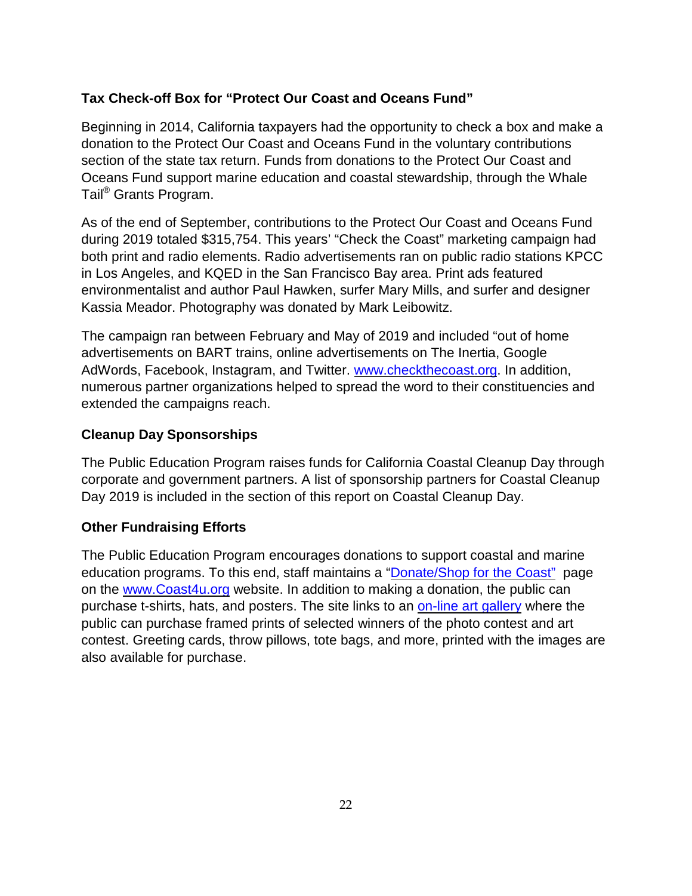### Tax Check-off Box for "Protect Our Coast and Oceans Fund"

Beginning in 2014, California taxpayers had the opportunity to check a box and make a donation to the Protect Our Coast and Oceans Fund in the voluntary contributions section of the state tax return. Funds from donations to the Protect Our Coast and Oceans Fund support marine education and coastal stewardship, through the Whale Tail® Grants Program.

As of the end of September, contributions to the Protect Our Coast and Oceans Fund during 2019 totaled $315,754. This years' "Check the Coast" marketing campaign had both print and radio elements. Radio advertisements ran on public radio stations KPCC in Los Angeles, and KQED in the San Francisco Bay area. Print ads featured environmentalist and author Paul Hawken, surfer Mary Mills, and surfer and designer Kassia Meador. Photography was donated by Mark Leibowitz.

The campaign ran between February and May of 2019 and included "out of home advertisements on BART trains, online advertisements on The Inertia, Google AdWords, Facebook, Instagram, and Twitter. www.checkthecoast.org. In addition, numerous partner organizations helped to spread the word to their constituencies and extended the campaigns reach.

### Cleanup Day Sponsorships

The Public Education Program raises funds for California Coastal Cleanup Day through corporate and government partners. A list of sponsorship partners for Coastal Cleanup Day 2019 is included in the section of this report on Coastal Cleanup Day.

### Other Fundraising Efforts

The Public Education Program encourages donations to support coastal and marine education programs. To this end, staff maintains a "Donate/Shop for the Coast" page on the www.Coast4u.org website. In addition to making a donation, the public can purchase t-shirts, hats, and posters. The site links to an on-line art gallery where the public can purchase framed prints of selected winners of the photo contest and art contest. Greeting cards, throw pillows, tote bags, and more, printed with the images are also available for purchase.